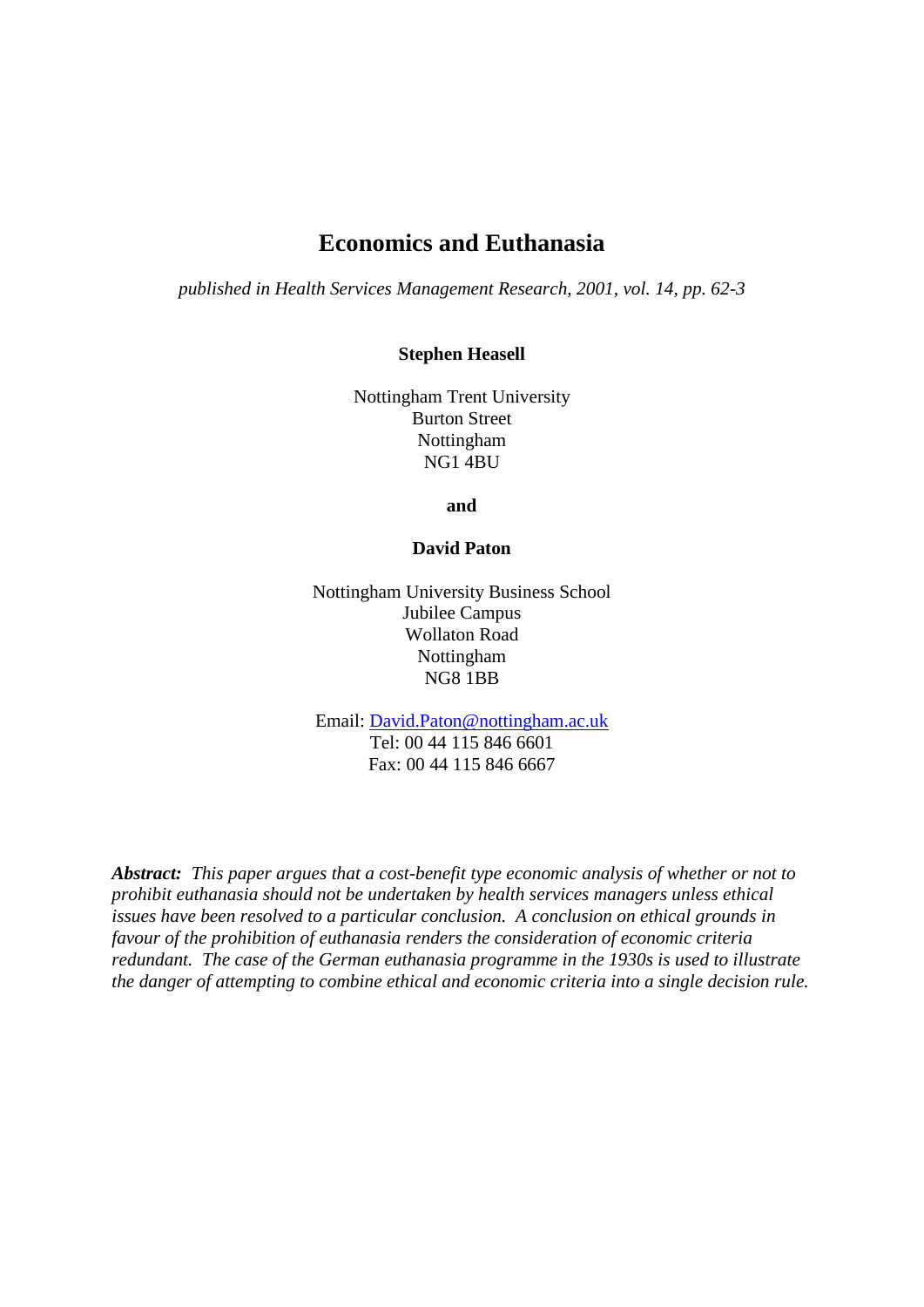# Economics and Euthanasia

*published in Health Services Management Research, 2001, vol. 14, pp. 62-3*

**Stephen Heasell**

Nottingham Trent University
Burton Street
Nottingham
NG1 4BU

**and**

**David Paton**

Nottingham University Business School
Jubilee Campus
Wollaton Road
Nottingham
NG8 1BB

Email: David.Paton@nottingham.ac.uk
Tel: 00 44 115 846 6601
Fax: 00 44 115 846 6667

***Abstract:*** *This paper argues that a cost-benefit type economic analysis of whether or not to prohibit euthanasia should not be undertaken by health services managers unless ethical issues have been resolved to a particular conclusion. A conclusion on ethical grounds in favour of the prohibition of euthanasia renders the consideration of economic criteria redundant. The case of the German euthanasia programme in the 1930s is used to illustrate the danger of attempting to combine ethical and economic criteria into a single decision rule.*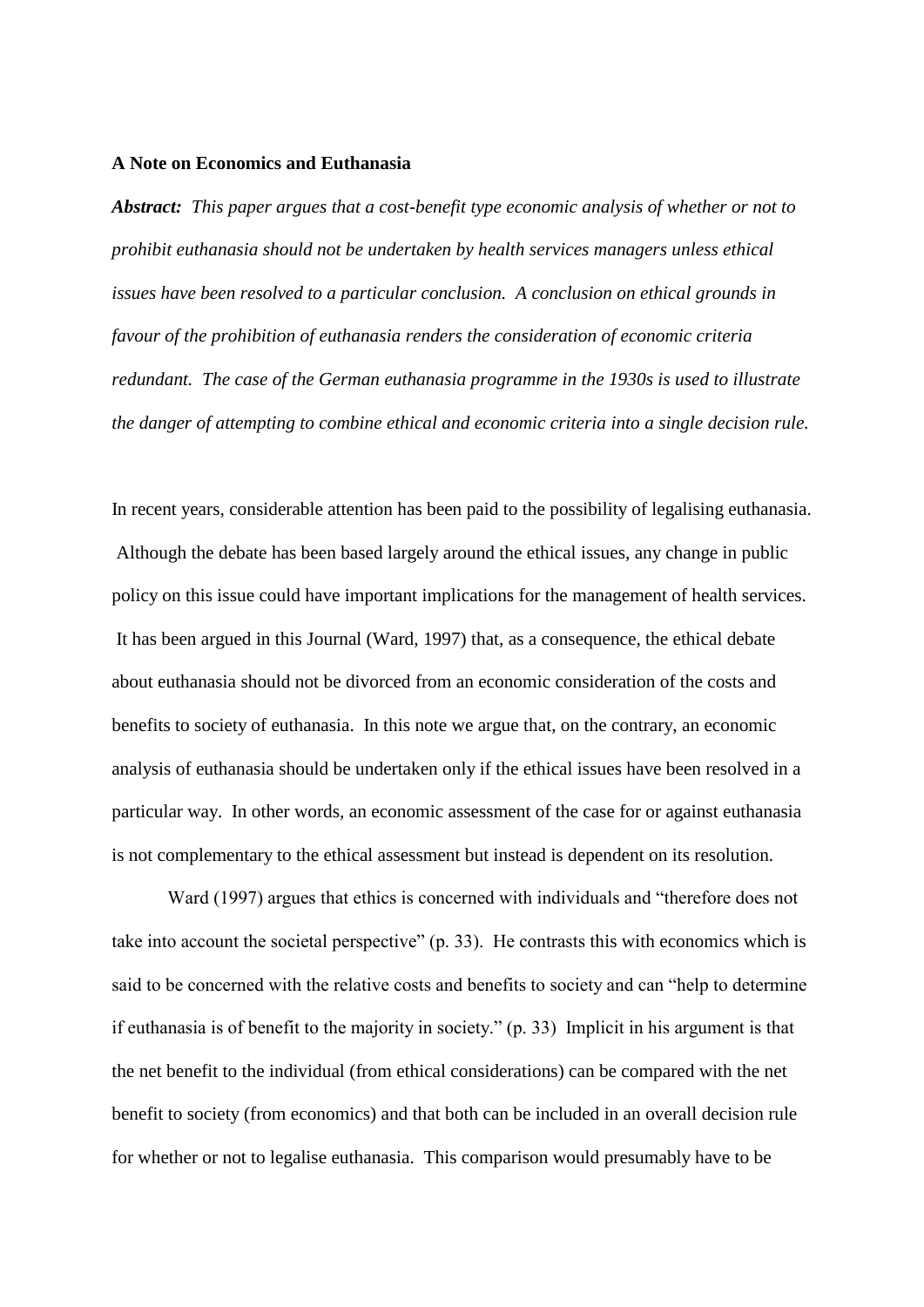**A Note on Economics and Euthanasia**

***Abstract:*** *This paper argues that a cost-benefit type economic analysis of whether or not to prohibit euthanasia should not be undertaken by health services managers unless ethical issues have been resolved to a particular conclusion. A conclusion on ethical grounds in favour of the prohibition of euthanasia renders the consideration of economic criteria redundant. The case of the German euthanasia programme in the 1930s is used to illustrate the danger of attempting to combine ethical and economic criteria into a single decision rule.*

In recent years, considerable attention has been paid to the possibility of legalising euthanasia. Although the debate has been based largely around the ethical issues, any change in public policy on this issue could have important implications for the management of health services. It has been argued in this Journal (Ward, 1997) that, as a consequence, the ethical debate about euthanasia should not be divorced from an economic consideration of the costs and benefits to society of euthanasia. In this note we argue that, on the contrary, an economic analysis of euthanasia should be undertaken only if the ethical issues have been resolved in a particular way. In other words, an economic assessment of the case for or against euthanasia is not complementary to the ethical assessment but instead is dependent on its resolution.

Ward (1997) argues that ethics is concerned with individuals and "therefore does not take into account the societal perspective" (p. 33). He contrasts this with economics which is said to be concerned with the relative costs and benefits to society and can "help to determine if euthanasia is of benefit to the majority in society." (p. 33) Implicit in his argument is that the net benefit to the individual (from ethical considerations) can be compared with the net benefit to society (from economics) and that both can be included in an overall decision rule for whether or not to legalise euthanasia. This comparison would presumably have to be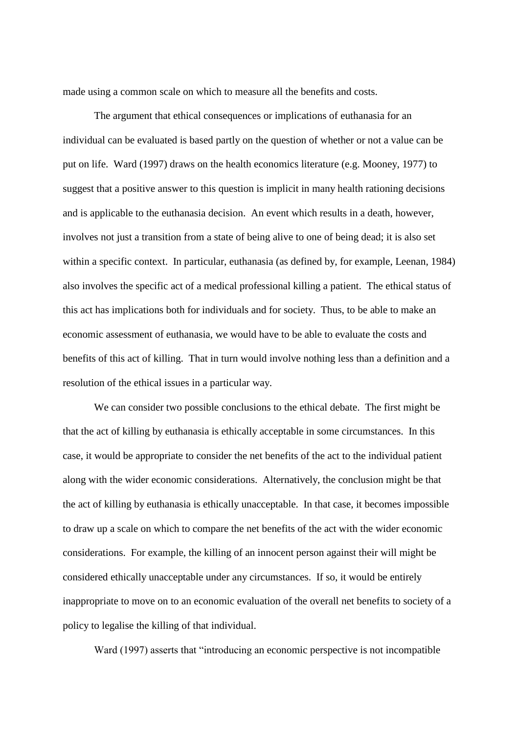made using a common scale on which to measure all the benefits and costs.

The argument that ethical consequences or implications of euthanasia for an individual can be evaluated is based partly on the question of whether or not a value can be put on life. Ward (1997) draws on the health economics literature (e.g. Mooney, 1977) to suggest that a positive answer to this question is implicit in many health rationing decisions and is applicable to the euthanasia decision. An event which results in a death, however, involves not just a transition from a state of being alive to one of being dead; it is also set within a specific context. In particular, euthanasia (as defined by, for example, Leenan, 1984) also involves the specific act of a medical professional killing a patient. The ethical status of this act has implications both for individuals and for society. Thus, to be able to make an economic assessment of euthanasia, we would have to be able to evaluate the costs and benefits of this act of killing. That in turn would involve nothing less than a definition and a resolution of the ethical issues in a particular way.

We can consider two possible conclusions to the ethical debate. The first might be that the act of killing by euthanasia is ethically acceptable in some circumstances. In this case, it would be appropriate to consider the net benefits of the act to the individual patient along with the wider economic considerations. Alternatively, the conclusion might be that the act of killing by euthanasia is ethically unacceptable. In that case, it becomes impossible to draw up a scale on which to compare the net benefits of the act with the wider economic considerations. For example, the killing of an innocent person against their will might be considered ethically unacceptable under any circumstances. If so, it would be entirely inappropriate to move on to an economic evaluation of the overall net benefits to society of a policy to legalise the killing of that individual.

Ward (1997) asserts that "introducing an economic perspective is not incompatible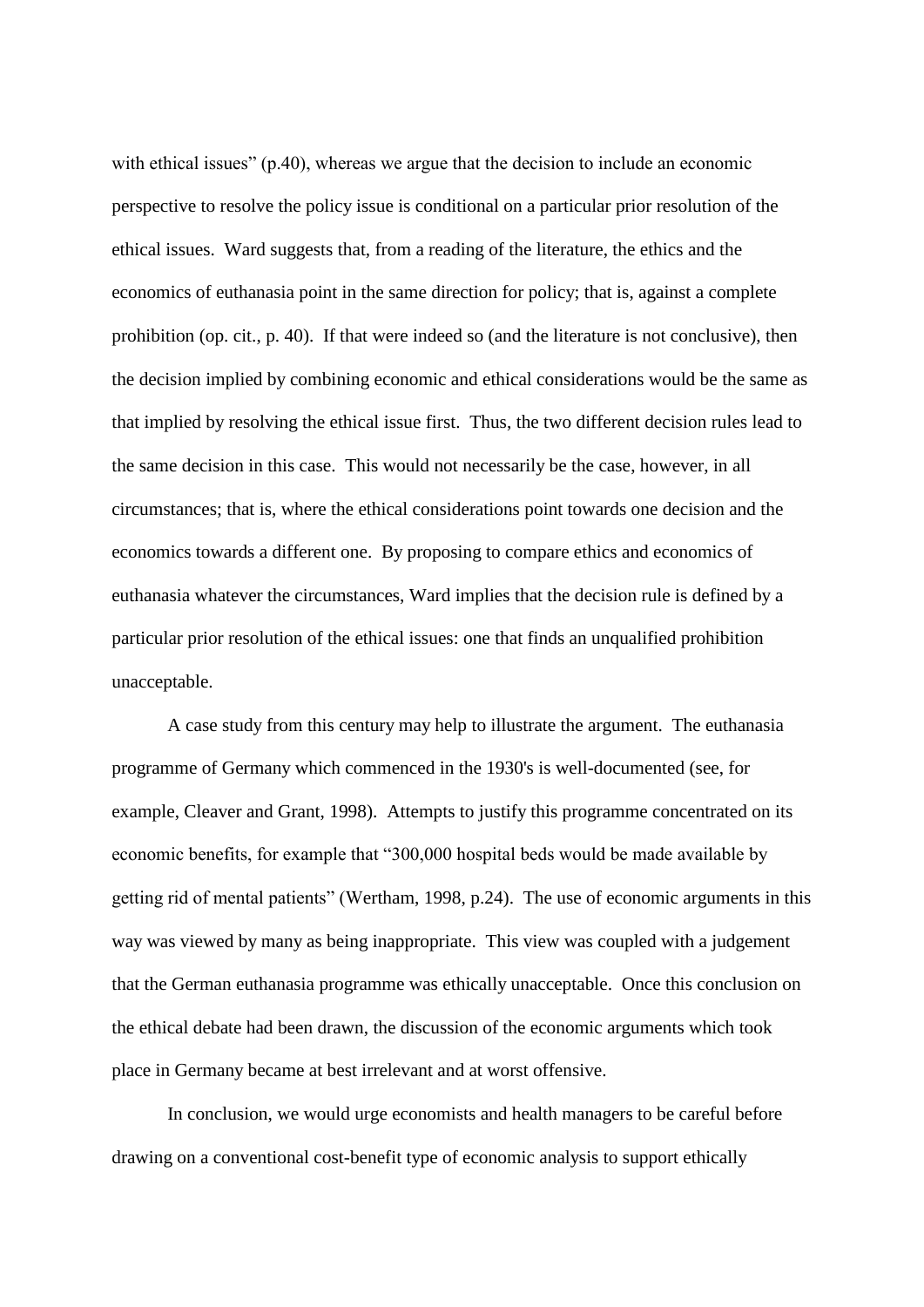with ethical issues" (p.40), whereas we argue that the decision to include an economic perspective to resolve the policy issue is conditional on a particular prior resolution of the ethical issues. Ward suggests that, from a reading of the literature, the ethics and the economics of euthanasia point in the same direction for policy; that is, against a complete prohibition (op. cit., p. 40). If that were indeed so (and the literature is not conclusive), then the decision implied by combining economic and ethical considerations would be the same as that implied by resolving the ethical issue first. Thus, the two different decision rules lead to the same decision in this case. This would not necessarily be the case, however, in all circumstances; that is, where the ethical considerations point towards one decision and the economics towards a different one. By proposing to compare ethics and economics of euthanasia whatever the circumstances, Ward implies that the decision rule is defined by a particular prior resolution of the ethical issues: one that finds an unqualified prohibition unacceptable.

A case study from this century may help to illustrate the argument. The euthanasia programme of Germany which commenced in the 1930's is well-documented (see, for example, Cleaver and Grant, 1998). Attempts to justify this programme concentrated on its economic benefits, for example that "300,000 hospital beds would be made available by getting rid of mental patients" (Wertham, 1998, p.24). The use of economic arguments in this way was viewed by many as being inappropriate. This view was coupled with a judgement that the German euthanasia programme was ethically unacceptable. Once this conclusion on the ethical debate had been drawn, the discussion of the economic arguments which took place in Germany became at best irrelevant and at worst offensive.

In conclusion, we would urge economists and health managers to be careful before drawing on a conventional cost-benefit type of economic analysis to support ethically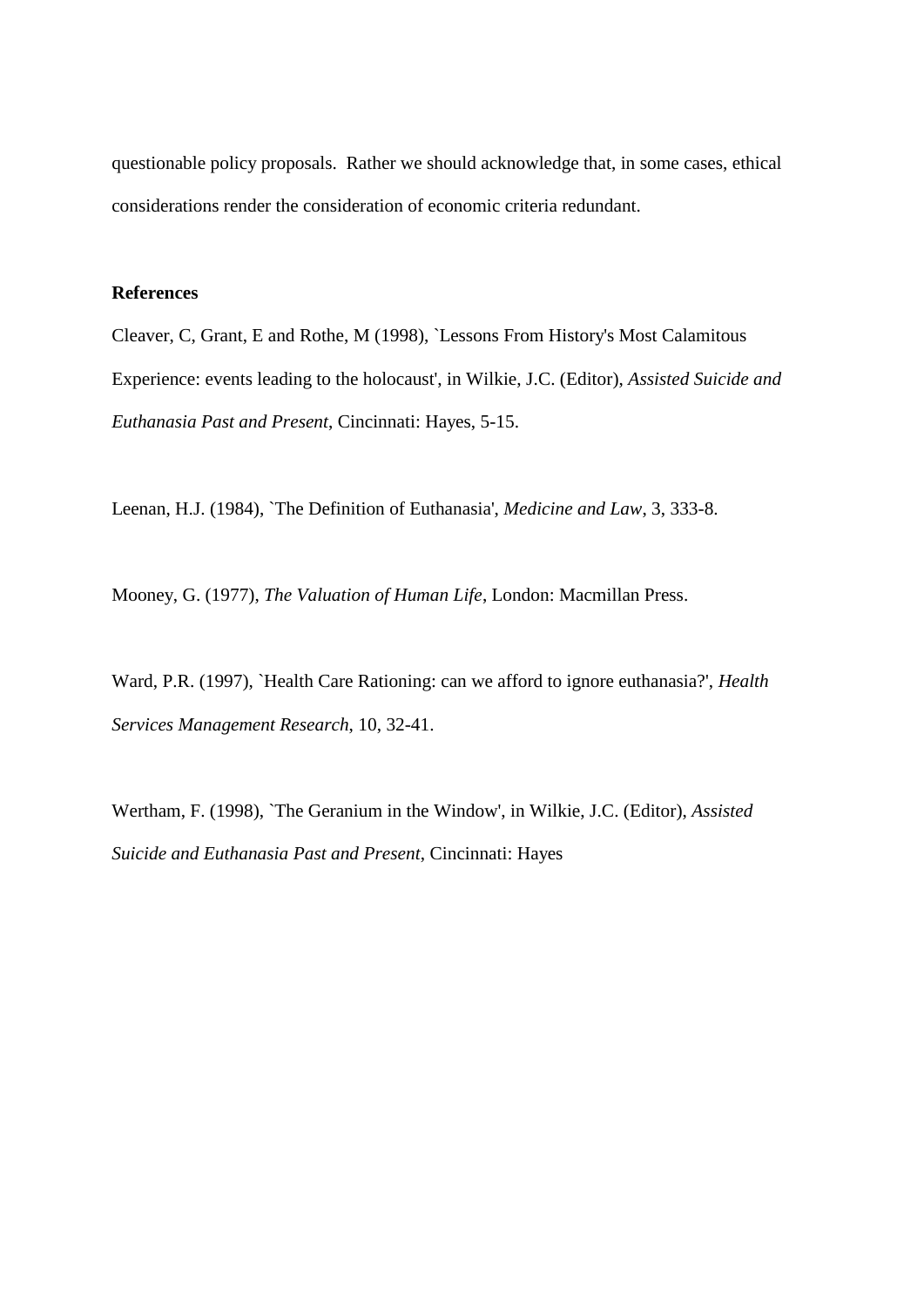questionable policy proposals. Rather we should acknowledge that, in some cases, ethical considerations render the consideration of economic criteria redundant.

**References**

Cleaver, C, Grant, E and Rothe, M (1998), `Lessons From History's Most Calamitous Experience: events leading to the holocaust', in Wilkie, J.C. (Editor), *Assisted Suicide and Euthanasia Past and Present*, Cincinnati: Hayes, 5-15.

Leenan, H.J. (1984), `The Definition of Euthanasia', *Medicine and Law*, 3, 333-8.

Mooney, G. (1977), *The Valuation of Human Life*, London: Macmillan Press.

Ward, P.R. (1997), `Health Care Rationing: can we afford to ignore euthanasia?', *Health Services Management Research*, 10, 32-41.

Wertham, F. (1998), `The Geranium in the Window', in Wilkie, J.C. (Editor), *Assisted Suicide and Euthanasia Past and Present*, Cincinnati: Hayes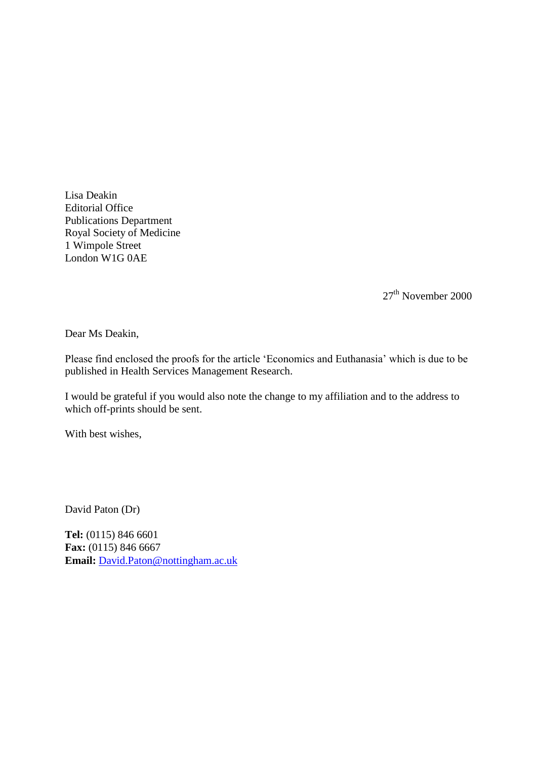Lisa Deakin
Editorial Office
Publications Department
Royal Society of Medicine
1 Wimpole Street
London W1G 0AE

27th November 2000

Dear Ms Deakin,

Please find enclosed the proofs for the article ‘Economics and Euthanasia’ which is due to be published in Health Services Management Research.

I would be grateful if you would also note the change to my affiliation and to the address to which off-prints should be sent.

With best wishes,

David Paton (Dr)

**Tel:** (0115) 846 6601
**Fax:** (0115) 846 6667
**Email:** David.Paton@nottingham.ac.uk